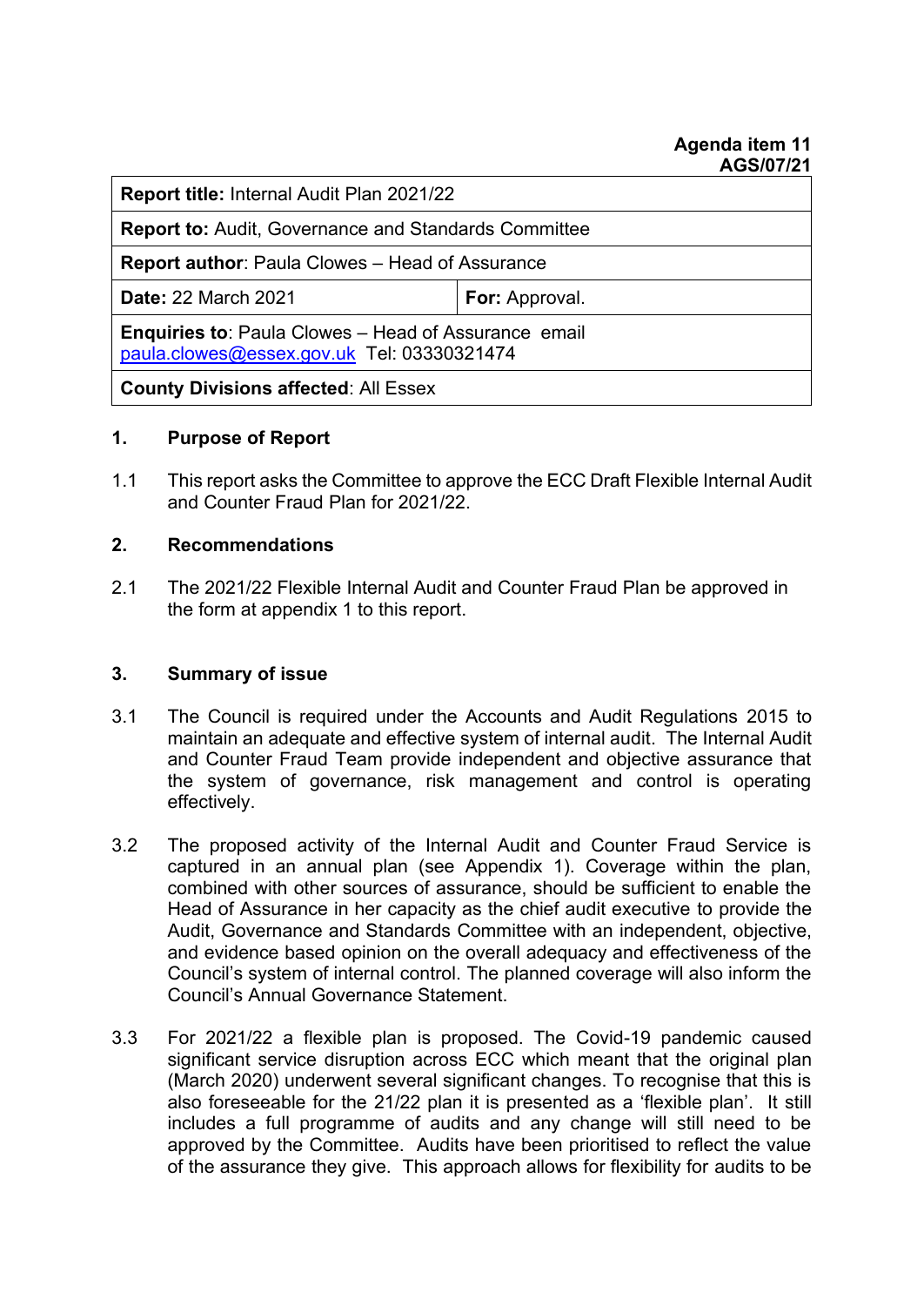**Agenda item 11**
**AGS/07/21**

| **Report title:** Internal Audit Plan 2021/22 | |
|---|---|
| **Report to:** Audit, Governance and Standards Committee | |
| **Report author**: Paula Clowes – Head of Assurance | |
| **Date:** 22 March 2021 | **For:** Approval. |
| **Enquiries to**: Paula Clowes – Head of Assurance email [paula.clowes@essex.gov.uk](mailto:paula.clowes@essex.gov.uk) Tel: 03330321474 | |
| **County Divisions affected**: All Essex | |

## 1. Purpose of Report

1.1 This report asks the Committee to approve the ECC Draft Flexible Internal Audit and Counter Fraud Plan for 2021/22.

## 2. Recommendations

2.1 The 2021/22 Flexible Internal Audit and Counter Fraud Plan be approved in the form at appendix 1 to this report.

## 3. Summary of issue

3.1 The Council is required under the Accounts and Audit Regulations 2015 to maintain an adequate and effective system of internal audit. The Internal Audit and Counter Fraud Team provide independent and objective assurance that the system of governance, risk management and control is operating effectively.

3.2 The proposed activity of the Internal Audit and Counter Fraud Service is captured in an annual plan (see Appendix 1). Coverage within the plan, combined with other sources of assurance, should be sufficient to enable the Head of Assurance in her capacity as the chief audit executive to provide the Audit, Governance and Standards Committee with an independent, objective, and evidence based opinion on the overall adequacy and effectiveness of the Council's system of internal control. The planned coverage will also inform the Council's Annual Governance Statement.

3.3 For 2021/22 a flexible plan is proposed. The Covid-19 pandemic caused significant service disruption across ECC which meant that the original plan (March 2020) underwent several significant changes. To recognise that this is also foreseeable for the 21/22 plan it is presented as a 'flexible plan'. It still includes a full programme of audits and any change will still need to be approved by the Committee. Audits have been prioritised to reflect the value of the assurance they give. This approach allows for flexibility for audits to be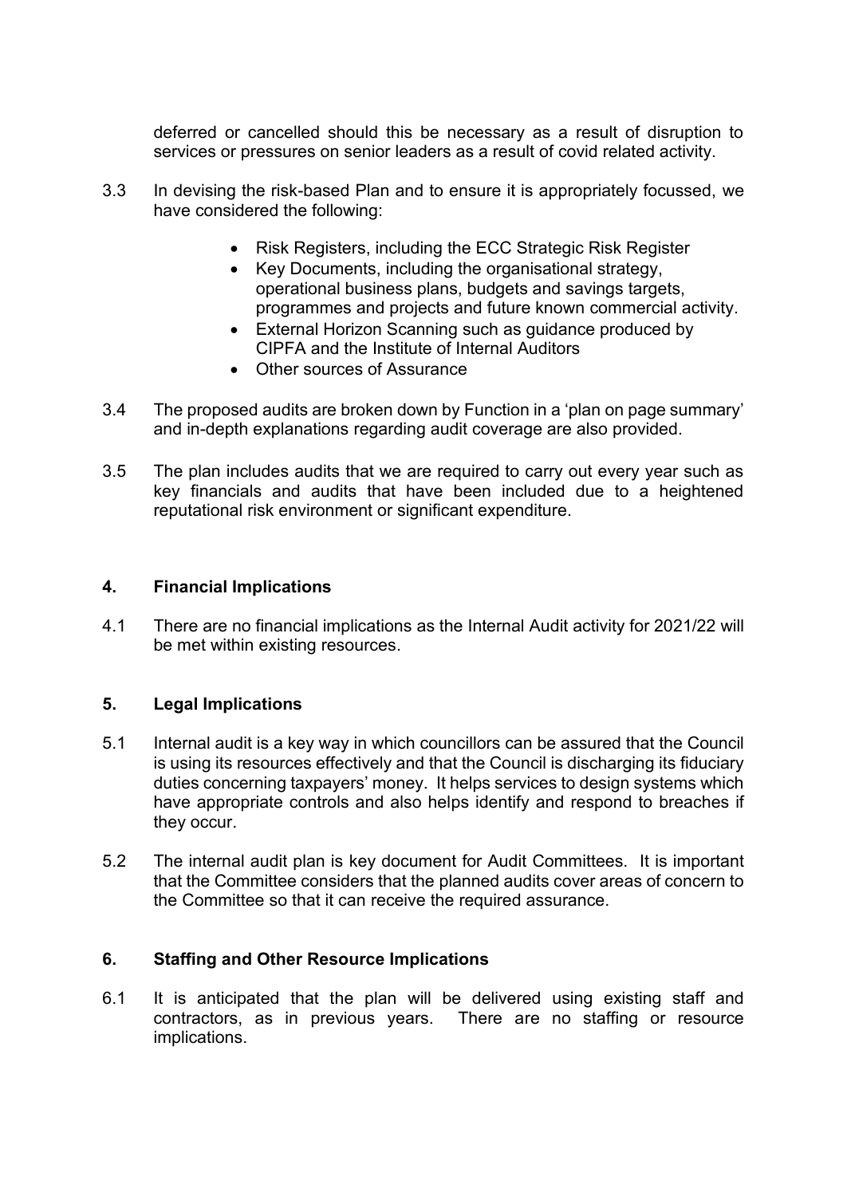deferred or cancelled should this be necessary as a result of disruption to services or pressures on senior leaders as a result of covid related activity.

3.3 In devising the risk-based Plan and to ensure it is appropriately focussed, we have considered the following:

- Risk Registers, including the ECC Strategic Risk Register
- Key Documents, including the organisational strategy, operational business plans, budgets and savings targets, programmes and projects and future known commercial activity.
- External Horizon Scanning such as guidance produced by CIPFA and the Institute of Internal Auditors
- Other sources of Assurance

3.4 The proposed audits are broken down by Function in a 'plan on page summary' and in-depth explanations regarding audit coverage are also provided.

3.5 The plan includes audits that we are required to carry out every year such as key financials and audits that have been included due to a heightened reputational risk environment or significant expenditure.

## 4. Financial Implications

4.1 There are no financial implications as the Internal Audit activity for 2021/22 will be met within existing resources.

## 5. Legal Implications

5.1 Internal audit is a key way in which councillors can be assured that the Council is using its resources effectively and that the Council is discharging its fiduciary duties concerning taxpayers' money. It helps services to design systems which have appropriate controls and also helps identify and respond to breaches if they occur.

5.2 The internal audit plan is key document for Audit Committees. It is important that the Committee considers that the planned audits cover areas of concern to the Committee so that it can receive the required assurance.

## 6. Staffing and Other Resource Implications

6.1 It is anticipated that the plan will be delivered using existing staff and contractors, as in previous years. There are no staffing or resource implications.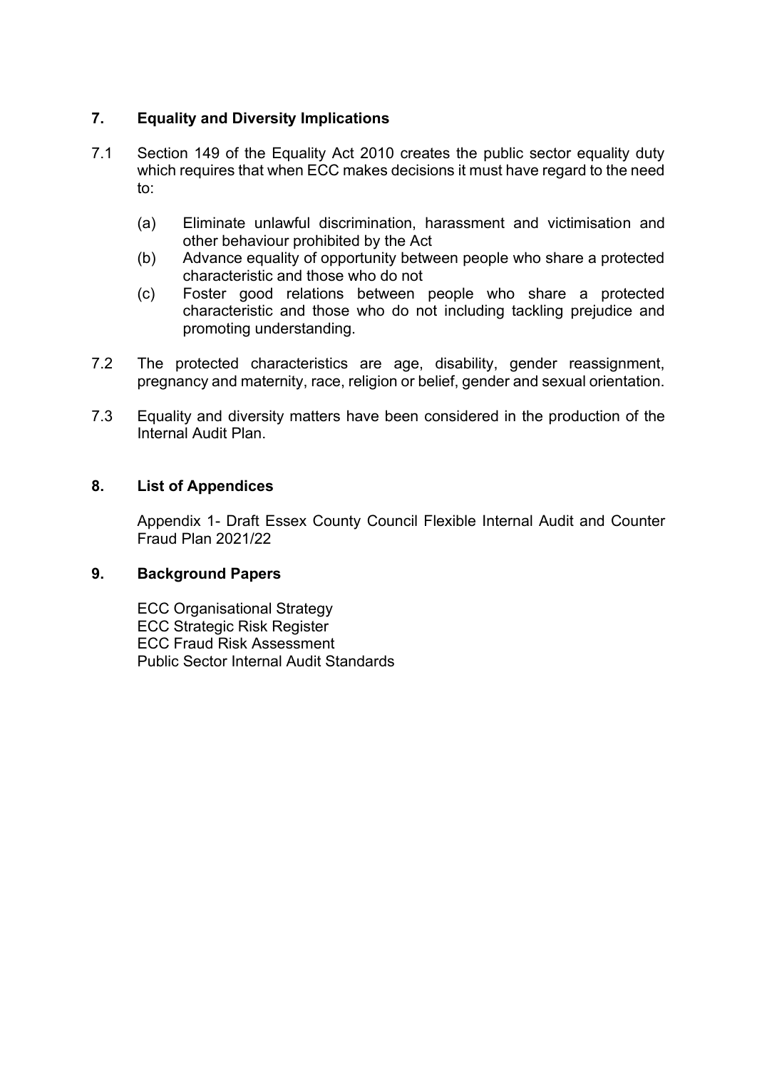## 7. Equality and Diversity Implications

7.1 Section 149 of the Equality Act 2010 creates the public sector equality duty which requires that when ECC makes decisions it must have regard to the need to:

(a) Eliminate unlawful discrimination, harassment and victimisation and other behaviour prohibited by the Act
(b) Advance equality of opportunity between people who share a protected characteristic and those who do not
(c) Foster good relations between people who share a protected characteristic and those who do not including tackling prejudice and promoting understanding.

7.2 The protected characteristics are age, disability, gender reassignment, pregnancy and maternity, race, religion or belief, gender and sexual orientation.

7.3 Equality and diversity matters have been considered in the production of the Internal Audit Plan.

## 8. List of Appendices

Appendix 1- Draft Essex County Council Flexible Internal Audit and Counter Fraud Plan 2021/22

## 9. Background Papers

ECC Organisational Strategy
ECC Strategic Risk Register
ECC Fraud Risk Assessment
Public Sector Internal Audit Standards